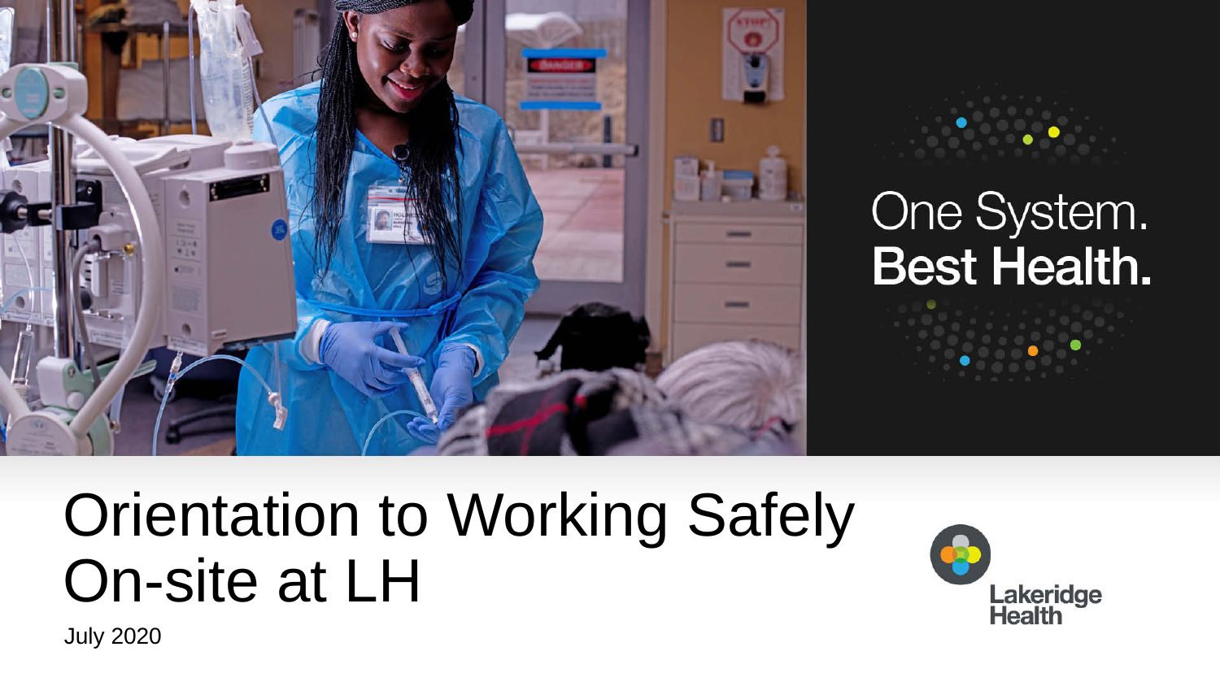One System.
**Best Health.**

# Orientation to Working Safely On-site at LH

July 2020

Lakeridge Health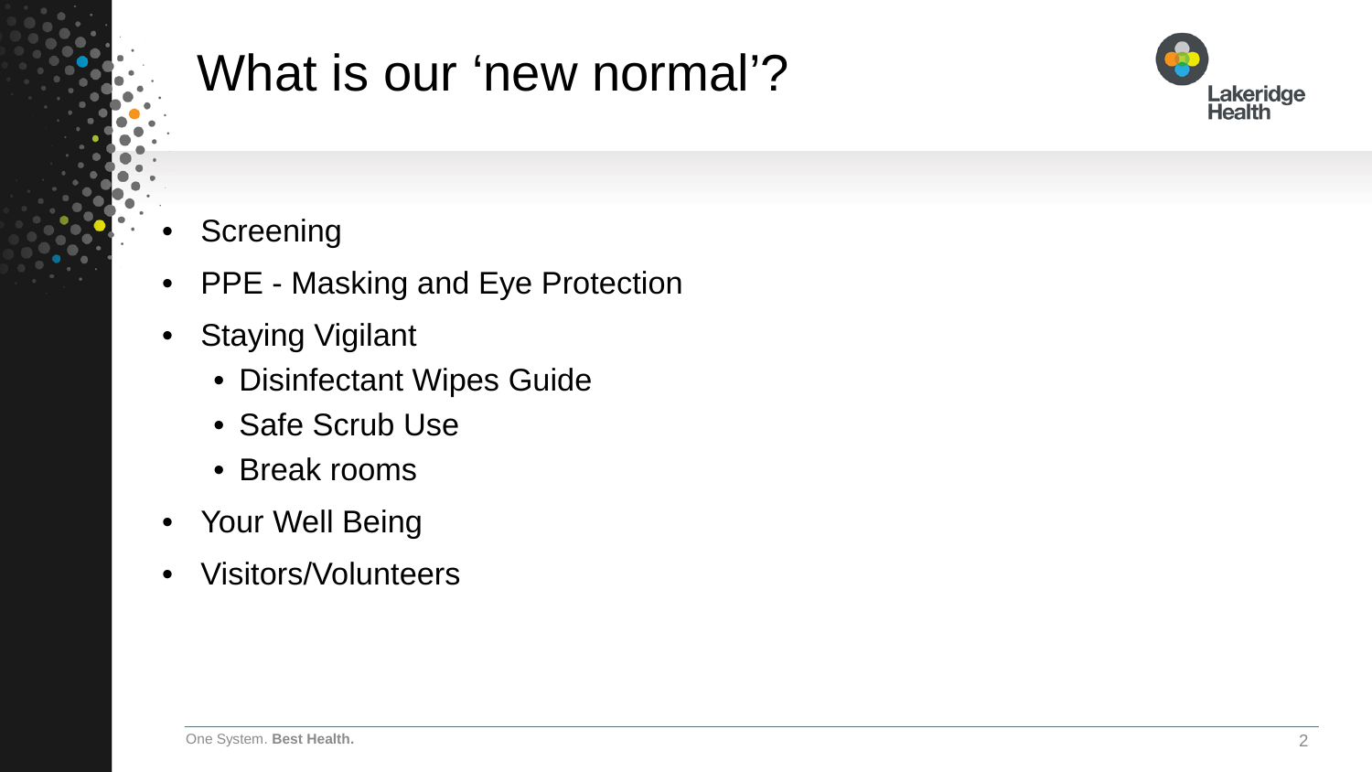# What is our ‘new normal’?

- Screening
- PPE - Masking and Eye Protection
- Staying Vigilant
  - Disinfectant Wipes Guide
  - Safe Scrub Use
  - Break rooms
- Your Well Being
- Visitors/Volunteers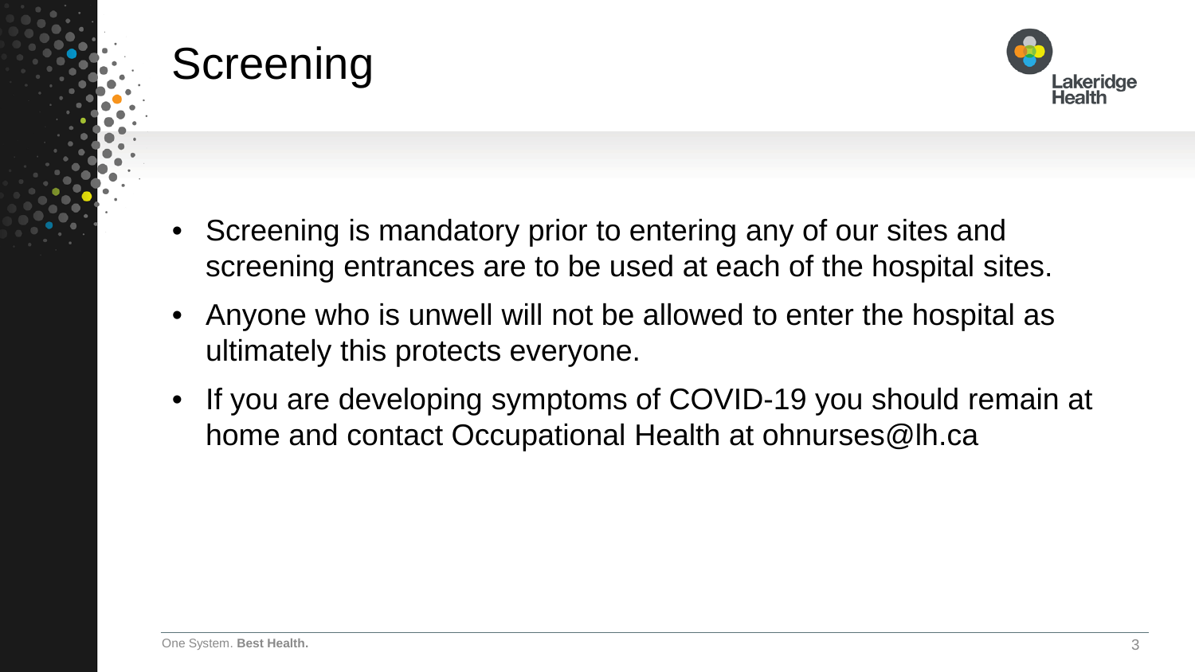# Screening

- Screening is mandatory prior to entering any of our sites and screening entrances are to be used at each of the hospital sites.
- Anyone who is unwell will not be allowed to enter the hospital as ultimately this protects everyone.
- If you are developing symptoms of COVID-19 you should remain at home and contact Occupational Health at ohnurses@lh.ca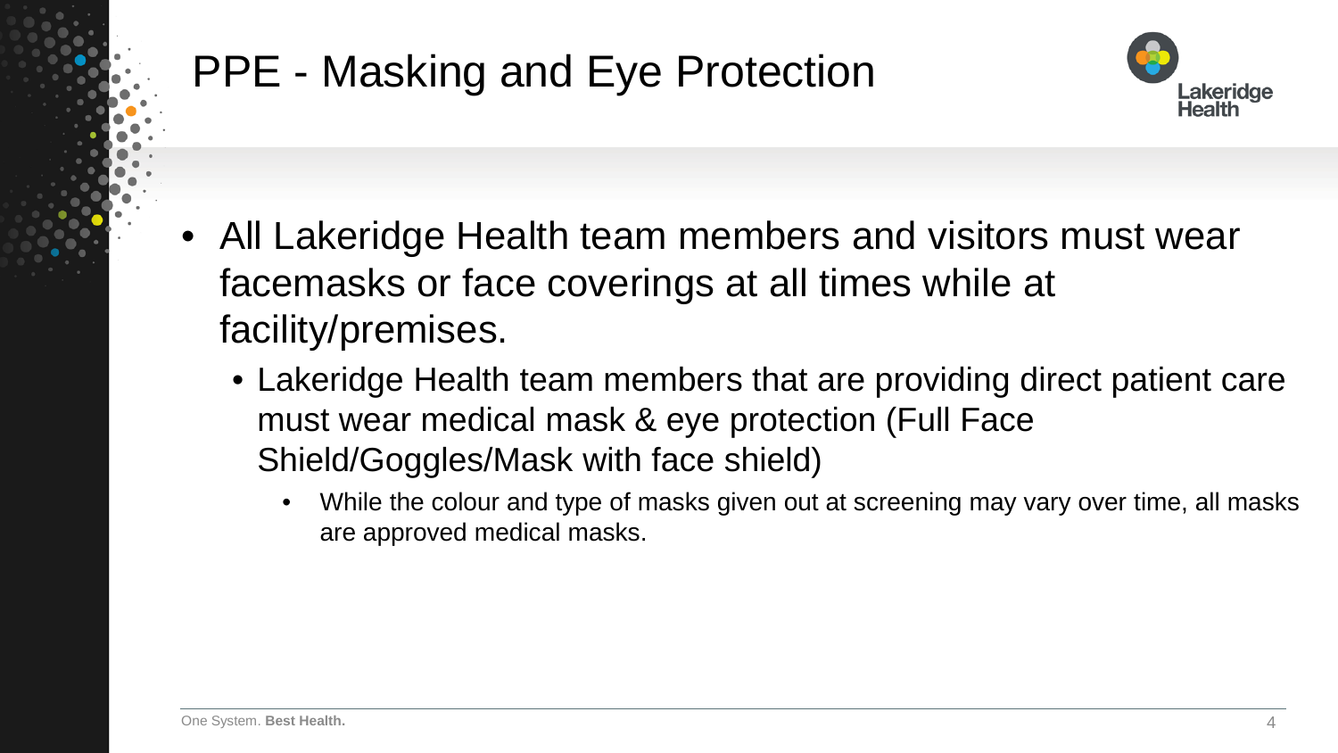# PPE - Masking and Eye Protection

- All Lakeridge Health team members and visitors must wear facemasks or face coverings at all times while at facility/premises.
  - Lakeridge Health team members that are providing direct patient care must wear medical mask & eye protection (Full Face Shield/Goggles/Mask with face shield)
    - While the colour and type of masks given out at screening may vary over time, all masks are approved medical masks.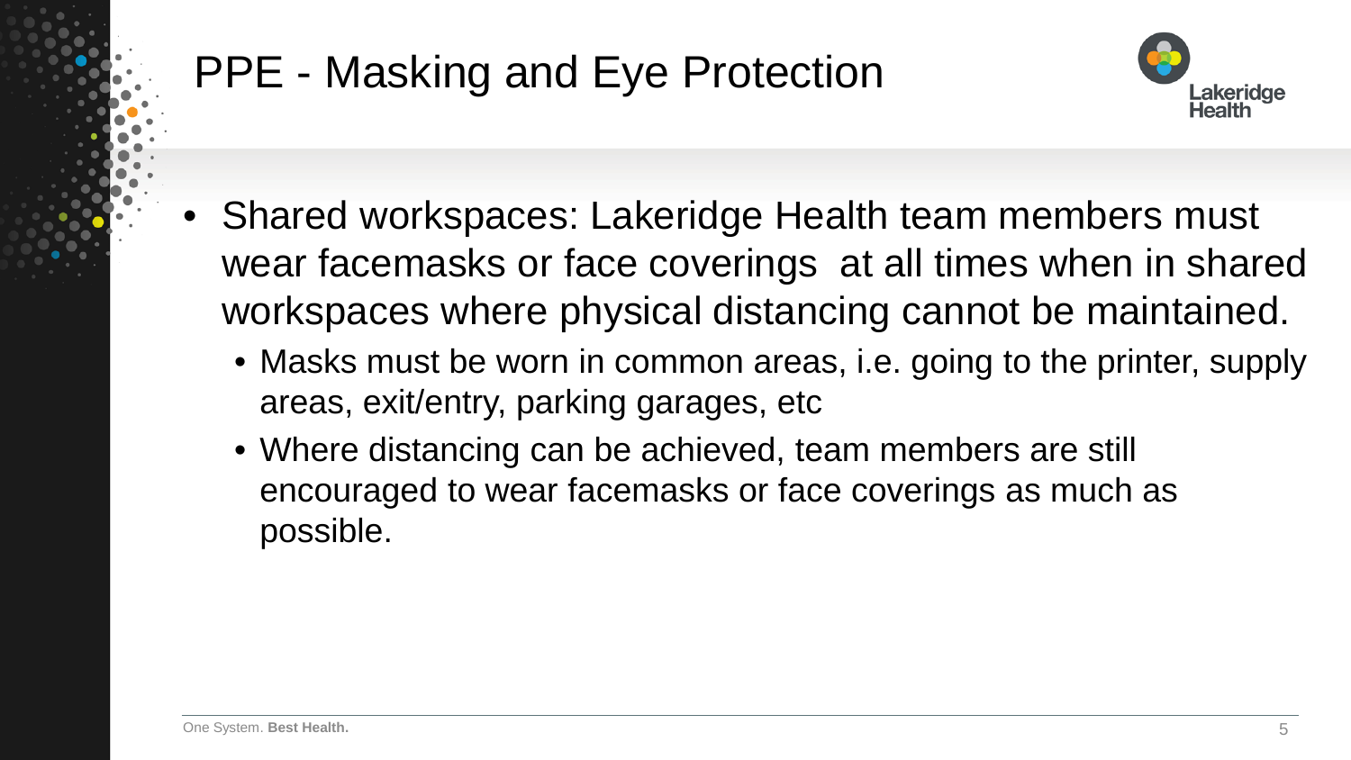# PPE - Masking and Eye Protection

- Shared workspaces: Lakeridge Health team members must wear facemasks or face coverings  at all times when in shared workspaces where physical distancing cannot be maintained.
  - Masks must be worn in common areas, i.e. going to the printer, supply areas, exit/entry, parking garages, etc
  - Where distancing can be achieved, team members are still encouraged to wear facemasks or face coverings as much as possible.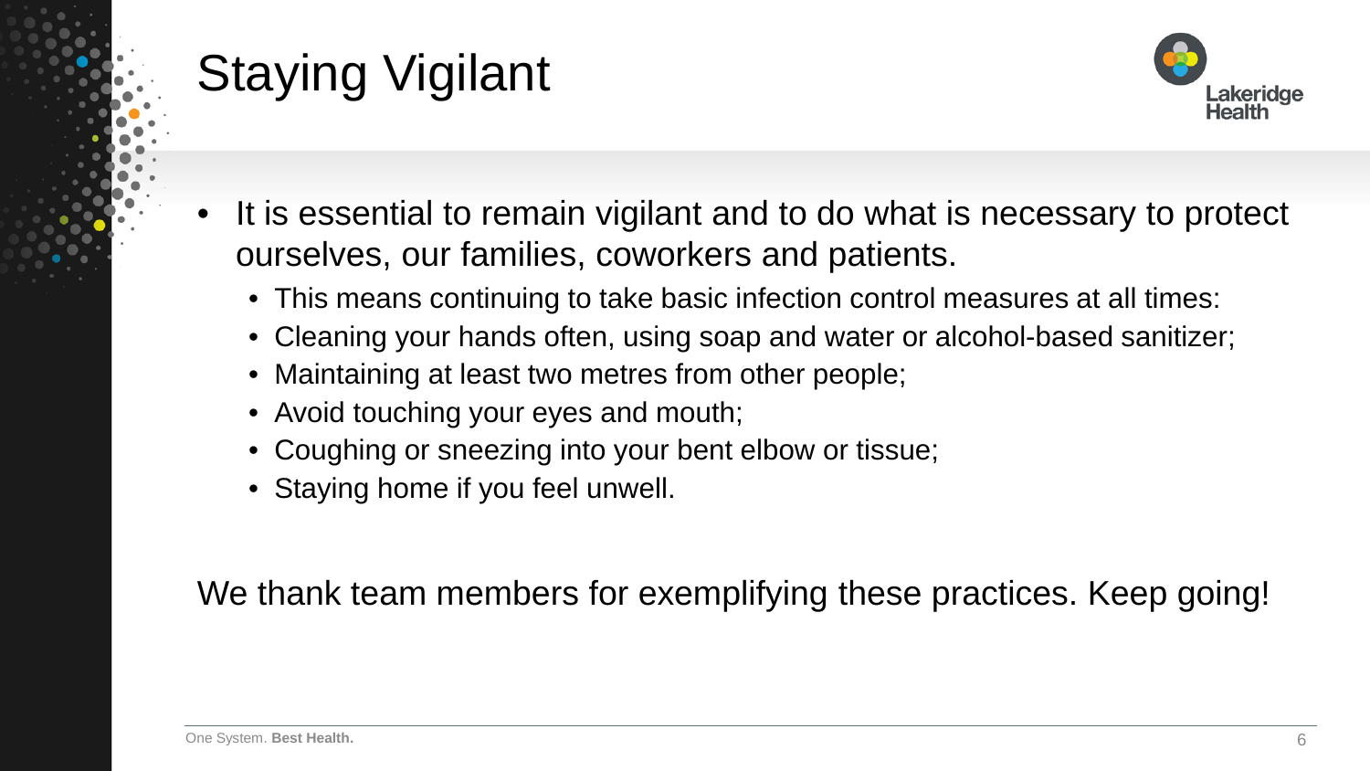# Staying Vigilant

- It is essential to remain vigilant and to do what is necessary to protect ourselves, our families, coworkers and patients.
  - This means continuing to take basic infection control measures at all times:
  - Cleaning your hands often, using soap and water or alcohol-based sanitizer;
  - Maintaining at least two metres from other people;
  - Avoid touching your eyes and mouth;
  - Coughing or sneezing into your bent elbow or tissue;
  - Staying home if you feel unwell.

We thank team members for exemplifying these practices. Keep going!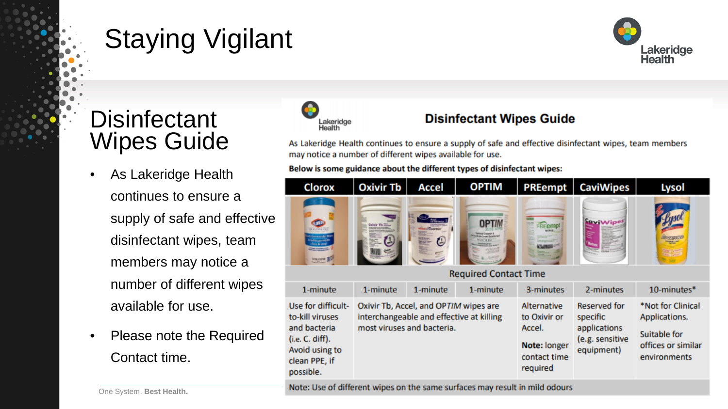# Staying Vigilant

## Disinfectant Wipes Guide

- As Lakeridge Health continues to ensure a supply of safe and effective disinfectant wipes, team members may notice a number of different wipes available for use.
- Please note the Required Contact time.

### Disinfectant Wipes Guide

As Lakeridge Health continues to ensure a supply of safe and effective disinfectant wipes, team members may notice a number of different wipes available for use.

**Below is some guidance about the different types of disinfectant wipes:**

| Clorox | Oxivir Tb | Accel | OPTIM | PREempt | CaviWipes | Lysol |
|---|---|---|---|---|---|---|
| Required Contact Time | | | | | | |
| 1-minute | 1-minute | 1-minute | 1-minute | 3-minutes | 2-minutes | 10-minutes* |
| Use for difficult-to-kill viruses and bacteria (i.e. C. diff). Avoid using to clean PPE, if possible. | Oxivir Tb, Accel, and OP*TIM* wipes are interchangeable and effective at killing most viruses and bacteria. | | | Alternative to Oxivir or Accel. **Note:** longer contact time required | Reserved for specific applications (e.g. sensitive equipment) | *Not for Clinical Applications. Suitable for offices or similar environments |
| Note: Use of different wipes on the same surfaces may result in mild odours | | | | | | |

One System. **Best Health.**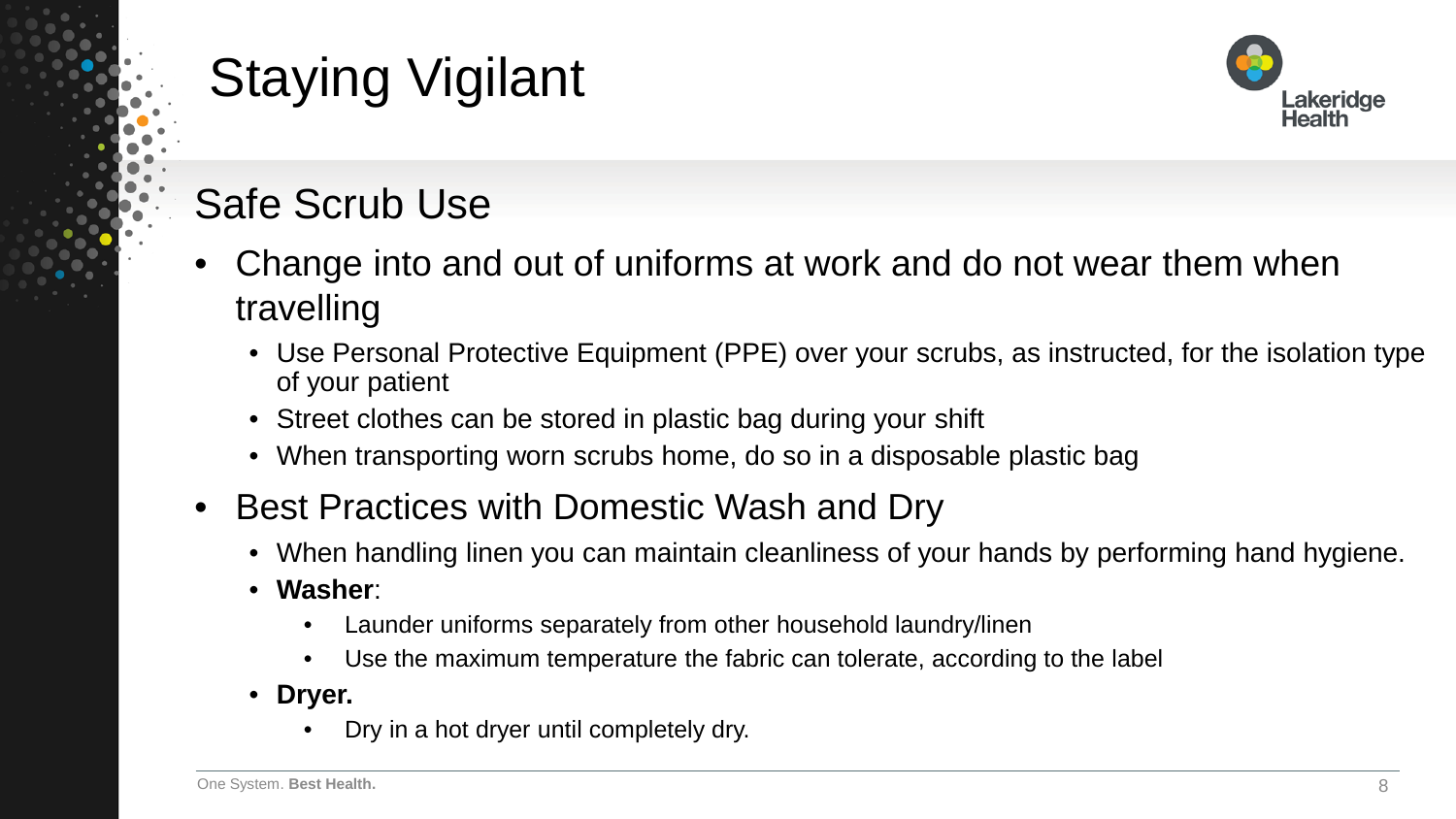# Staying Vigilant

## Safe Scrub Use

- Change into and out of uniforms at work and do not wear them when travelling
  - Use Personal Protective Equipment (PPE) over your scrubs, as instructed, for the isolation type of your patient
  - Street clothes can be stored in plastic bag during your shift
  - When transporting worn scrubs home, do so in a disposable plastic bag
- Best Practices with Domestic Wash and Dry
  - When handling linen you can maintain cleanliness of your hands by performing hand hygiene.
  - **Washer**:
    - Launder uniforms separately from other household laundry/linen
    - Use the maximum temperature the fabric can tolerate, according to the label
  - **Dryer.**
    - Dry in a hot dryer until completely dry.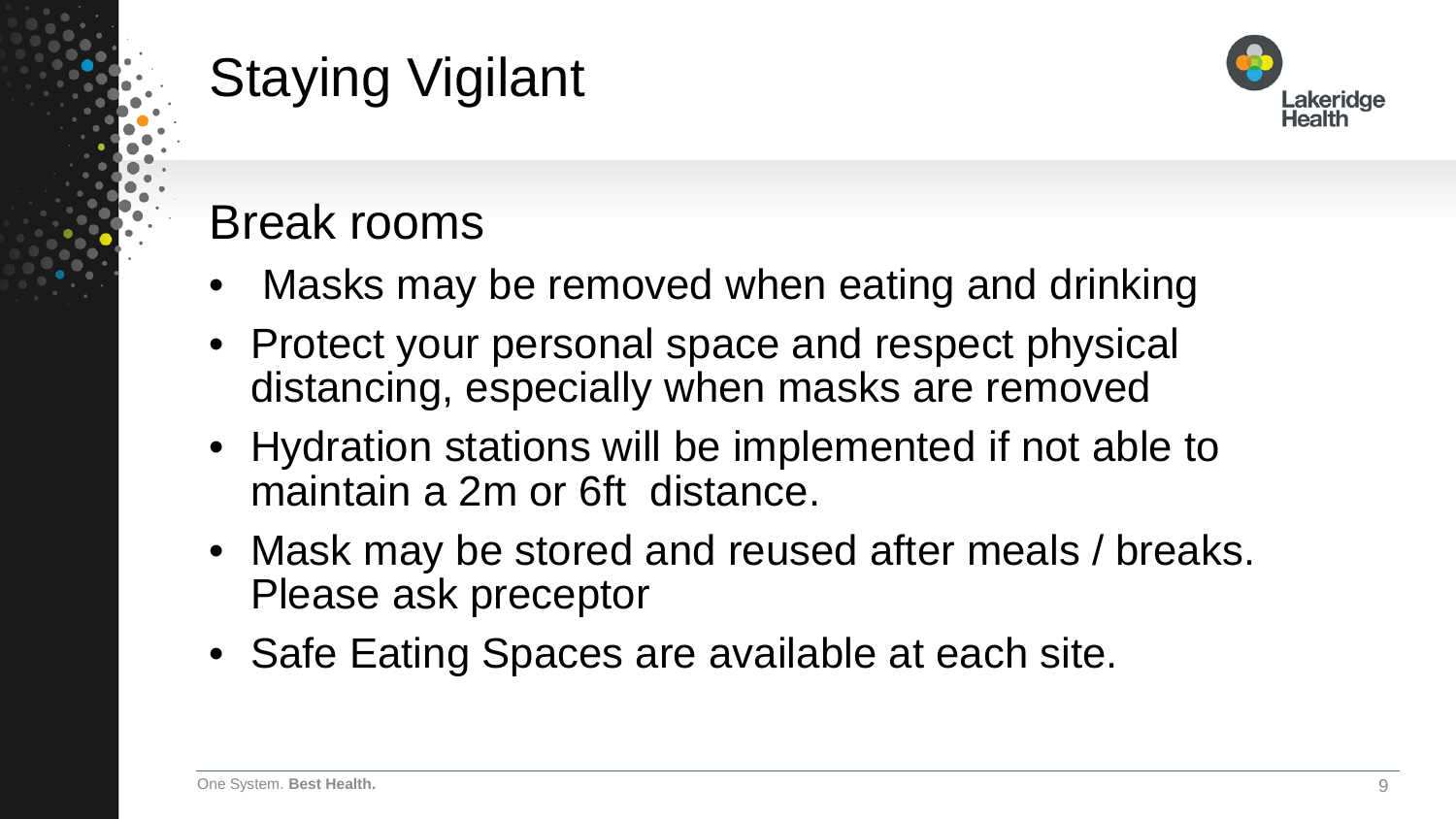# Staying Vigilant

## Break rooms

- Masks may be removed when eating and drinking
- Protect your personal space and respect physical distancing, especially when masks are removed
- Hydration stations will be implemented if not able to maintain a 2m or 6ft distance.
- Mask may be stored and reused after meals / breaks. Please ask preceptor
- Safe Eating Spaces are available at each site.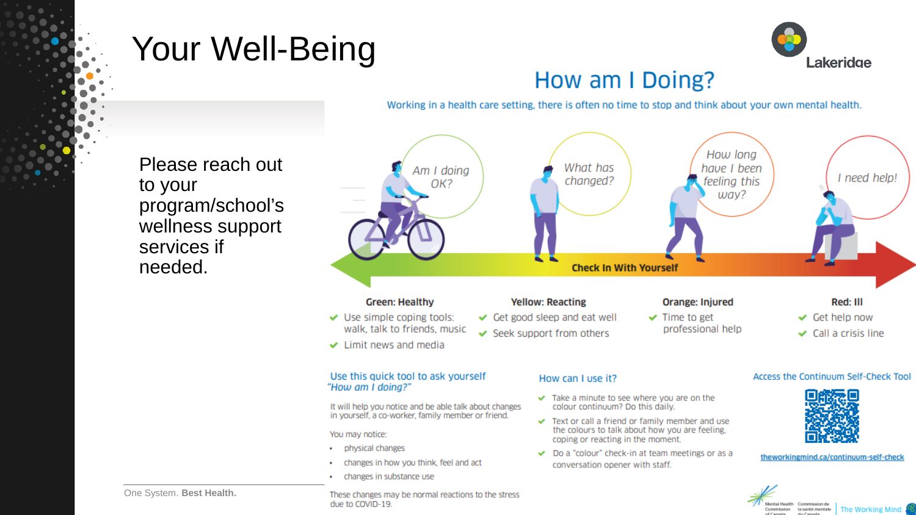# Your Well-Being

Please reach out to your program/school's wellness support services if needed.

Lakeridge

## How am I Doing?

Working in a health care setting, there is often no time to stop and think about your own mental health.

Am I doing OK? | What has changed? | How long have I been feeling this way? | I need help!

**Check In With Yourself**

**Green: Healthy**
- Use simple coping tools: walk, talk to friends, music
- Limit news and media

**Yellow: Reacting**
- Get good sleep and eat well
- Seek support from others

**Orange: Injured**
- Time to get professional help

**Red: Ill**
- Get help now
- Call a crisis line

### Use this quick tool to ask yourself *"How am I doing?"*

It will help you notice and be able talk about changes in yourself, a co-worker, family member or friend.

You may notice:

- physical changes
- changes in how you think, feel and act
- changes in substance use

These changes may be normal reactions to the stress due to COVID-19.

### How can I use it?

- Take a minute to see where you are on the colour continuum? Do this daily.
- Text or call a friend or family member and use the colours to talk about how you are feeling, coping or reacting in the moment.
- Do a "colour" check-in at team meetings or as a conversation opener with staff.

### Access the Continuum Self-Check Tool

theworkingmind.ca/continuum-self-check

Mental Health Commission of Canada | Commission de la santé mentale du Canada | The Working Mind

One System. **Best Health.**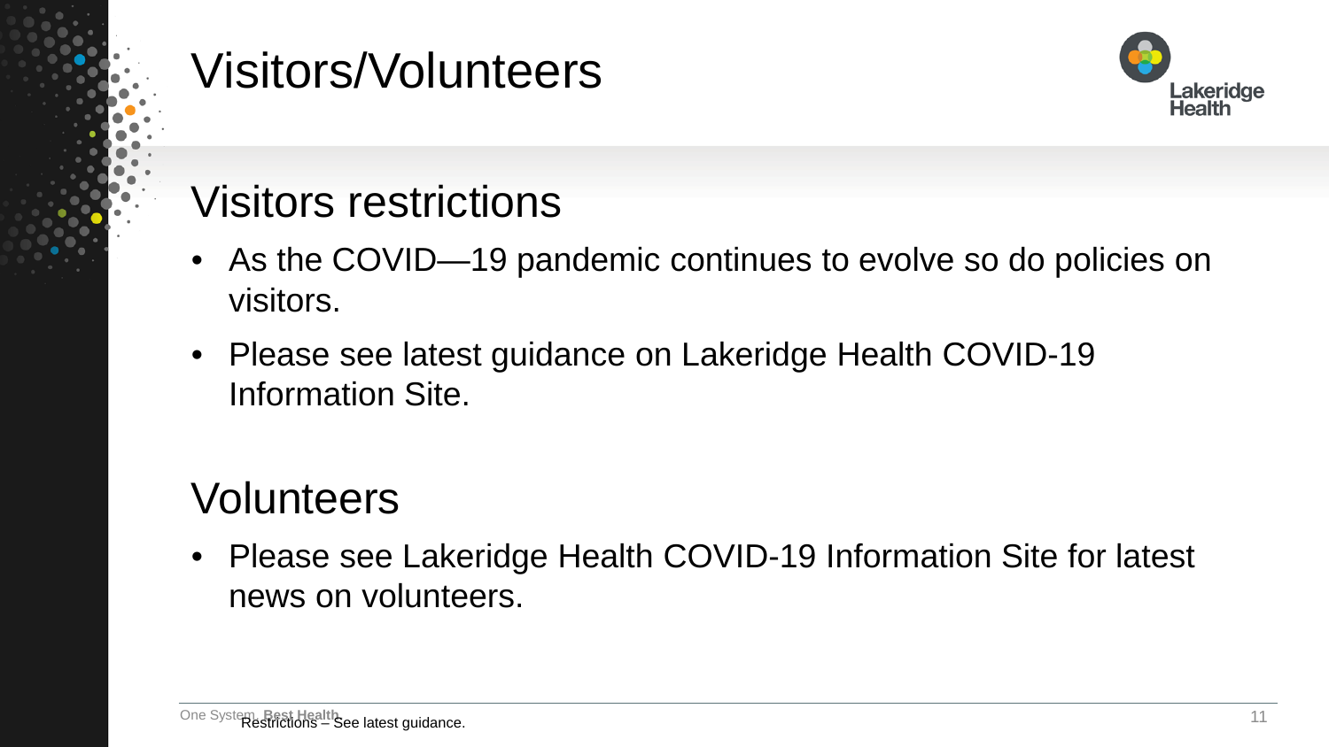# Visitors/Volunteers

## Visitors restrictions

- As the COVID—19 pandemic continues to evolve so do policies on visitors.
- Please see latest guidance on Lakeridge Health COVID-19 Information Site.

## Volunteers

- Please see Lakeridge Health COVID-19 Information Site for latest news on volunteers.

Restrictions – See latest guidance.